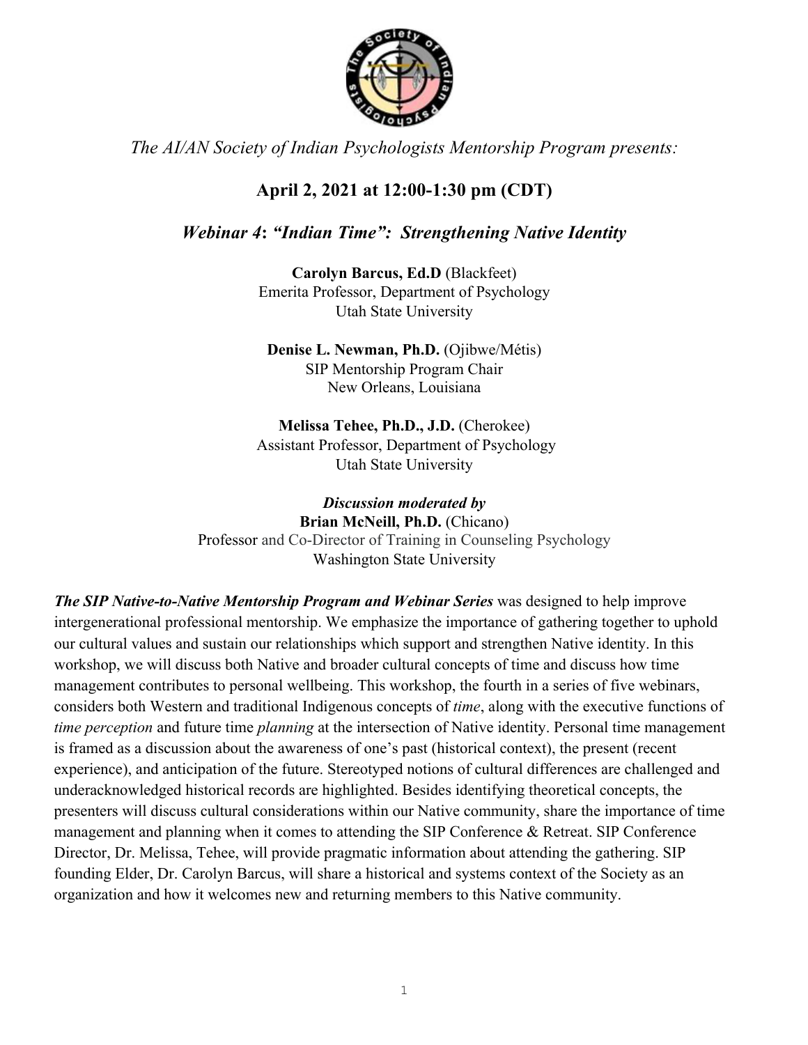*The AI/AN Society of Indian Psychologists Mentorship Program presents:*

## April 2, 2021 at 12:00-1:30 pm (CDT)

## *Webinar 4: "Indian Time": Strengthening Native Identity*

**Carolyn Barcus, Ed.D** (Blackfeet)
Emerita Professor, Department of Psychology
Utah State University

**Denise L. Newman, Ph.D.** (Ojibwe/Métis)
SIP Mentorship Program Chair
New Orleans, Louisiana

**Melissa Tehee, Ph.D., J.D.** (Cherokee)
Assistant Professor, Department of Psychology
Utah State University

***Discussion moderated by***
**Brian McNeill, Ph.D.** (Chicano)
Professor and Co-Director of Training in Counseling Psychology
Washington State University

***The SIP Native-to-Native Mentorship Program and Webinar Series*** was designed to help improve intergenerational professional mentorship. We emphasize the importance of gathering together to uphold our cultural values and sustain our relationships which support and strengthen Native identity. In this workshop, we will discuss both Native and broader cultural concepts of time and discuss how time management contributes to personal wellbeing. This workshop, the fourth in a series of five webinars, considers both Western and traditional Indigenous concepts of *time*, along with the executive functions of *time perception* and future time *planning* at the intersection of Native identity. Personal time management is framed as a discussion about the awareness of one's past (historical context), the present (recent experience), and anticipation of the future. Stereotyped notions of cultural differences are challenged and underacknowledged historical records are highlighted. Besides identifying theoretical concepts, the presenters will discuss cultural considerations within our Native community, share the importance of time management and planning when it comes to attending the SIP Conference & Retreat. SIP Conference Director, Dr. Melissa, Tehee, will provide pragmatic information about attending the gathering. SIP founding Elder, Dr. Carolyn Barcus, will share a historical and systems context of the Society as an organization and how it welcomes new and returning members to this Native community.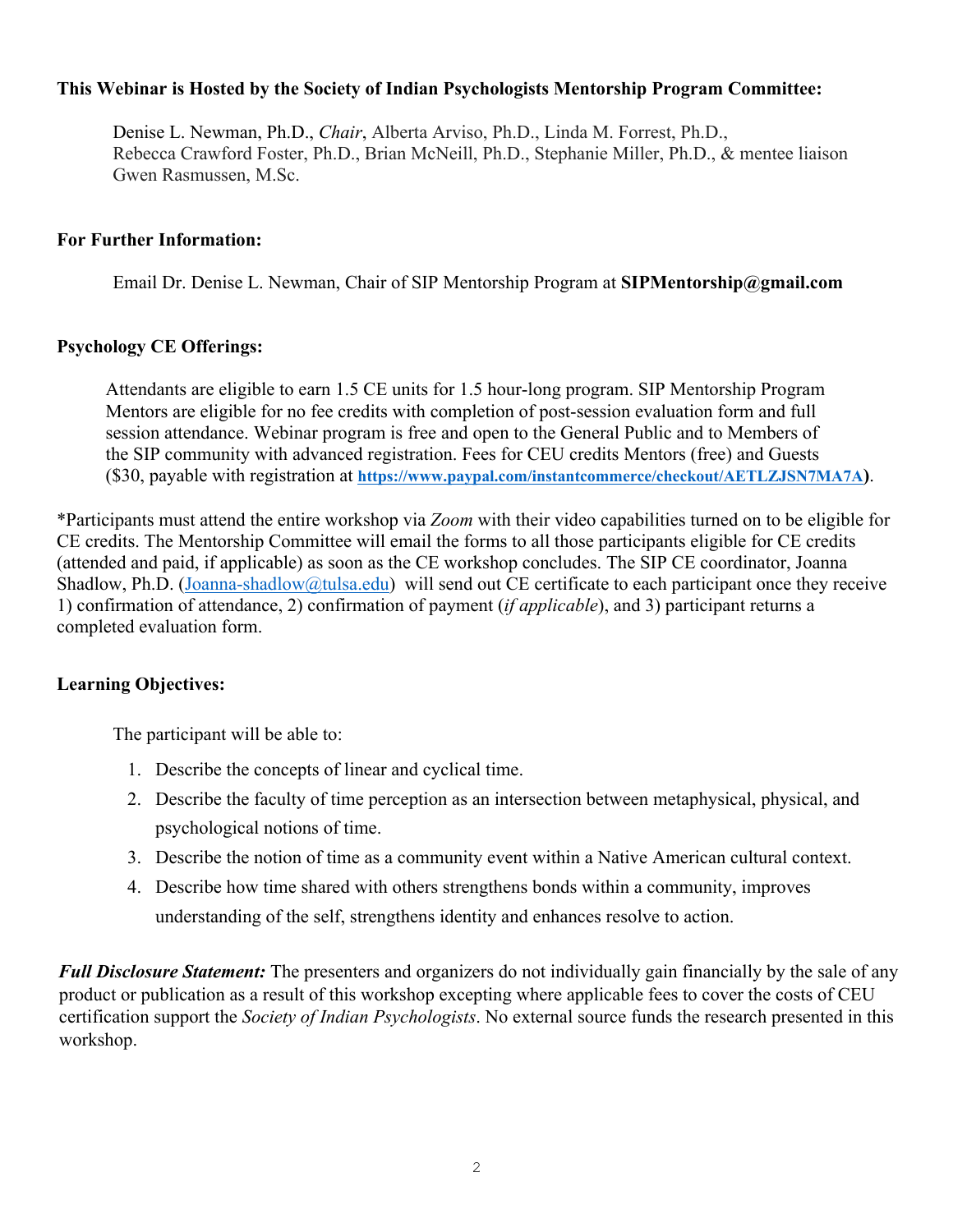**This Webinar is Hosted by the Society of Indian Psychologists Mentorship Program Committee:**

Denise L. Newman, Ph.D., *Chair*, Alberta Arviso, Ph.D., Linda M. Forrest, Ph.D., Rebecca Crawford Foster, Ph.D., Brian McNeill, Ph.D., Stephanie Miller, Ph.D., & mentee liaison Gwen Rasmussen, M.Sc.

**For Further Information:**

Email Dr. Denise L. Newman, Chair of SIP Mentorship Program at **SIPMentorship@gmail.com**

**Psychology CE Offerings:**

Attendants are eligible to earn 1.5 CE units for 1.5 hour-long program. SIP Mentorship Program Mentors are eligible for no fee credits with completion of post-session evaluation form and full session attendance. Webinar program is free and open to the General Public and to Members of the SIP community with advanced registration. Fees for CEU credits Mentors (free) and Guests ($30, payable with registration at **https://www.paypal.com/instantcommerce/checkout/AETLZJSN7MA7A**).

*Participants must attend the entire workshop via *Zoom* with their video capabilities turned on to be eligible for CE credits. The Mentorship Committee will email the forms to all those participants eligible for CE credits (attended and paid, if applicable) as soon as the CE workshop concludes. The SIP CE coordinator, Joanna Shadlow, Ph.D. (Joanna-shadlow@tulsa.edu) will send out CE certificate to each participant once they receive 1) confirmation of attendance, 2) confirmation of payment (*if applicable*), and 3) participant returns a completed evaluation form.

**Learning Objectives:**

The participant will be able to:

1. Describe the concepts of linear and cyclical time.
2. Describe the faculty of time perception as an intersection between metaphysical, physical, and psychological notions of time.
3. Describe the notion of time as a community event within a Native American cultural context.
4. Describe how time shared with others strengthens bonds within a community, improves understanding of the self, strengthens identity and enhances resolve to action.

***Full Disclosure Statement:*** The presenters and organizers do not individually gain financially by the sale of any product or publication as a result of this workshop excepting where applicable fees to cover the costs of CEU certification support the *Society of Indian Psychologists*. No external source funds the research presented in this workshop.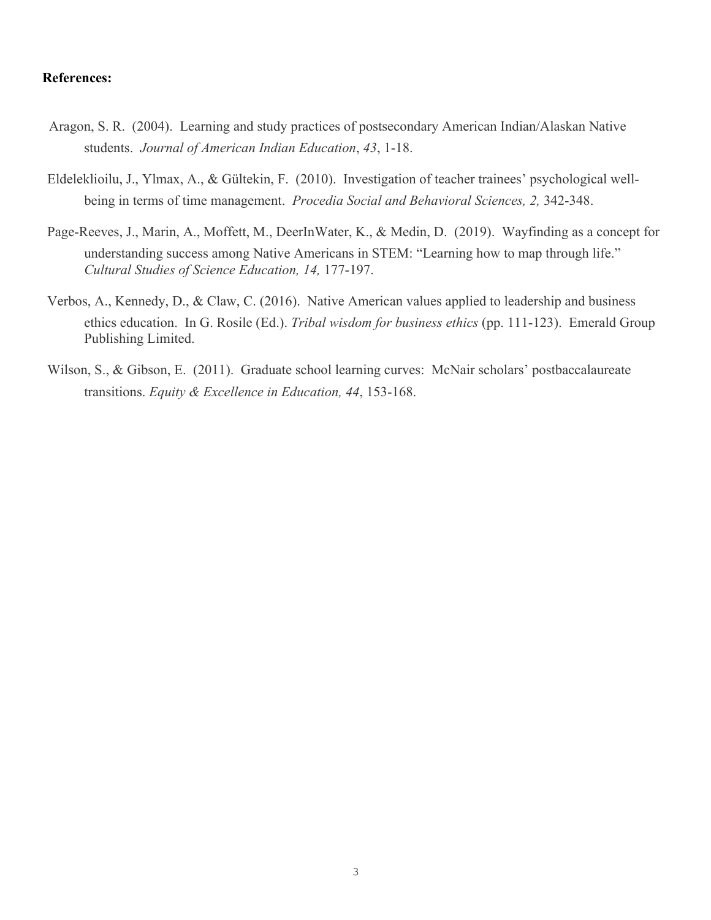**References:**

Aragon, S. R. (2004). Learning and study practices of postsecondary American Indian/Alaskan Native students. *Journal of American Indian Education*, *43*, 1-18.

Eldeleklioilu, J., Ylmax, A., & Gültekin, F. (2010). Investigation of teacher trainees' psychological well-being in terms of time management. *Procedia Social and Behavioral Sciences, 2,* 342-348.

Page-Reeves, J., Marin, A., Moffett, M., DeerInWater, K., & Medin, D. (2019). Wayfinding as a concept for understanding success among Native Americans in STEM: "Learning how to map through life." *Cultural Studies of Science Education, 14,* 177-197.

Verbos, A., Kennedy, D., & Claw, C. (2016). Native American values applied to leadership and business ethics education. In G. Rosile (Ed.). *Tribal wisdom for business ethics* (pp. 111-123). Emerald Group Publishing Limited.

Wilson, S., & Gibson, E. (2011). Graduate school learning curves: McNair scholars' postbaccalaureate transitions. *Equity & Excellence in Education, 44*, 153-168.